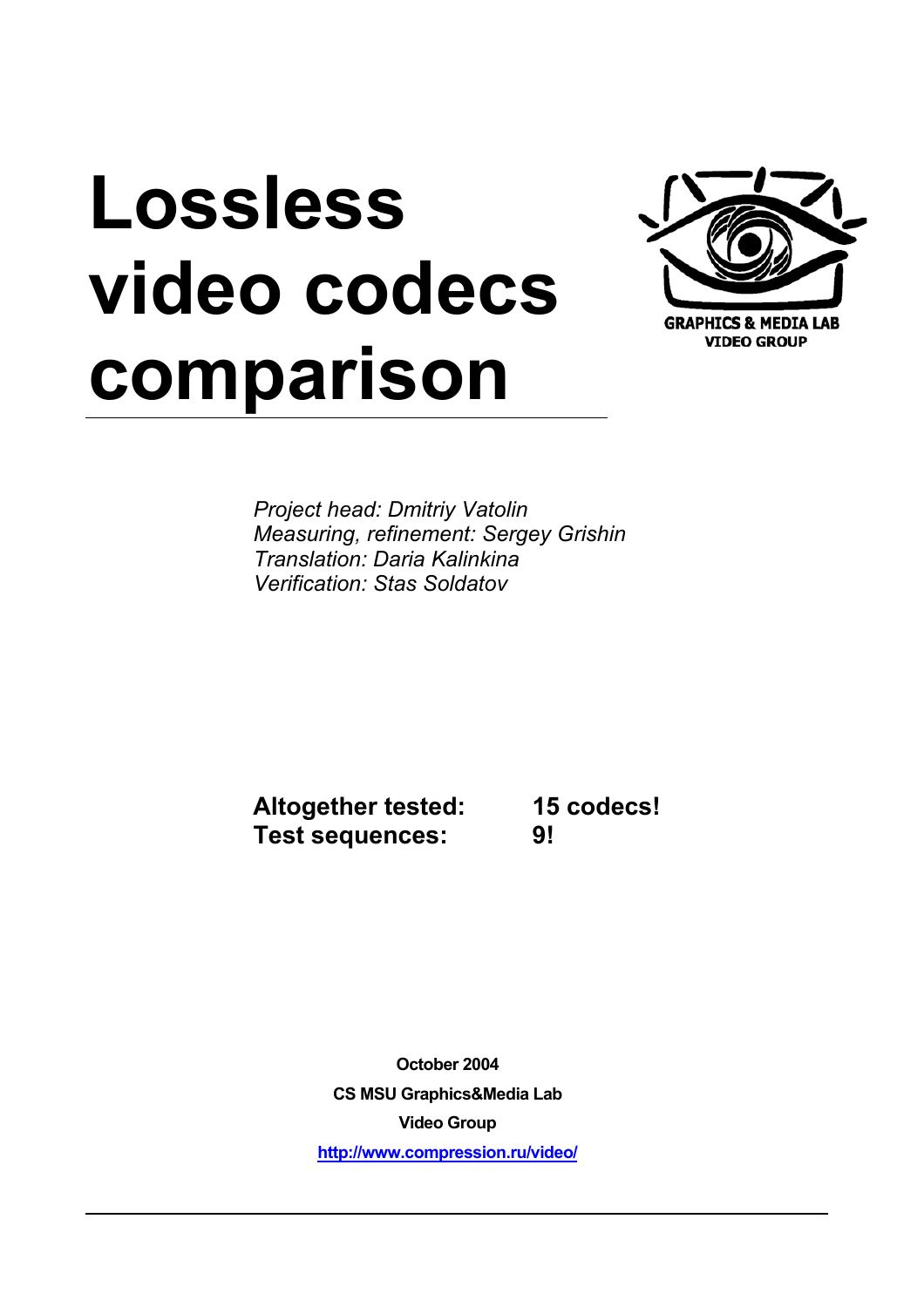# Lossless video codecs comparison

GRAPHICS & MEDIA LAB
VIDEO GROUP

*Project head: Dmitriy Vatolin*
*Measuring, refinement: Sergey Grishin*
*Translation: Daria Kalinkina*
*Verification: Stas Soldatov*

**Altogether tested: 15 codecs!**
**Test sequences: 9!**

**October 2004**

**CS MSU Graphics&Media Lab**

**Video Group**

**http://www.compression.ru/video/**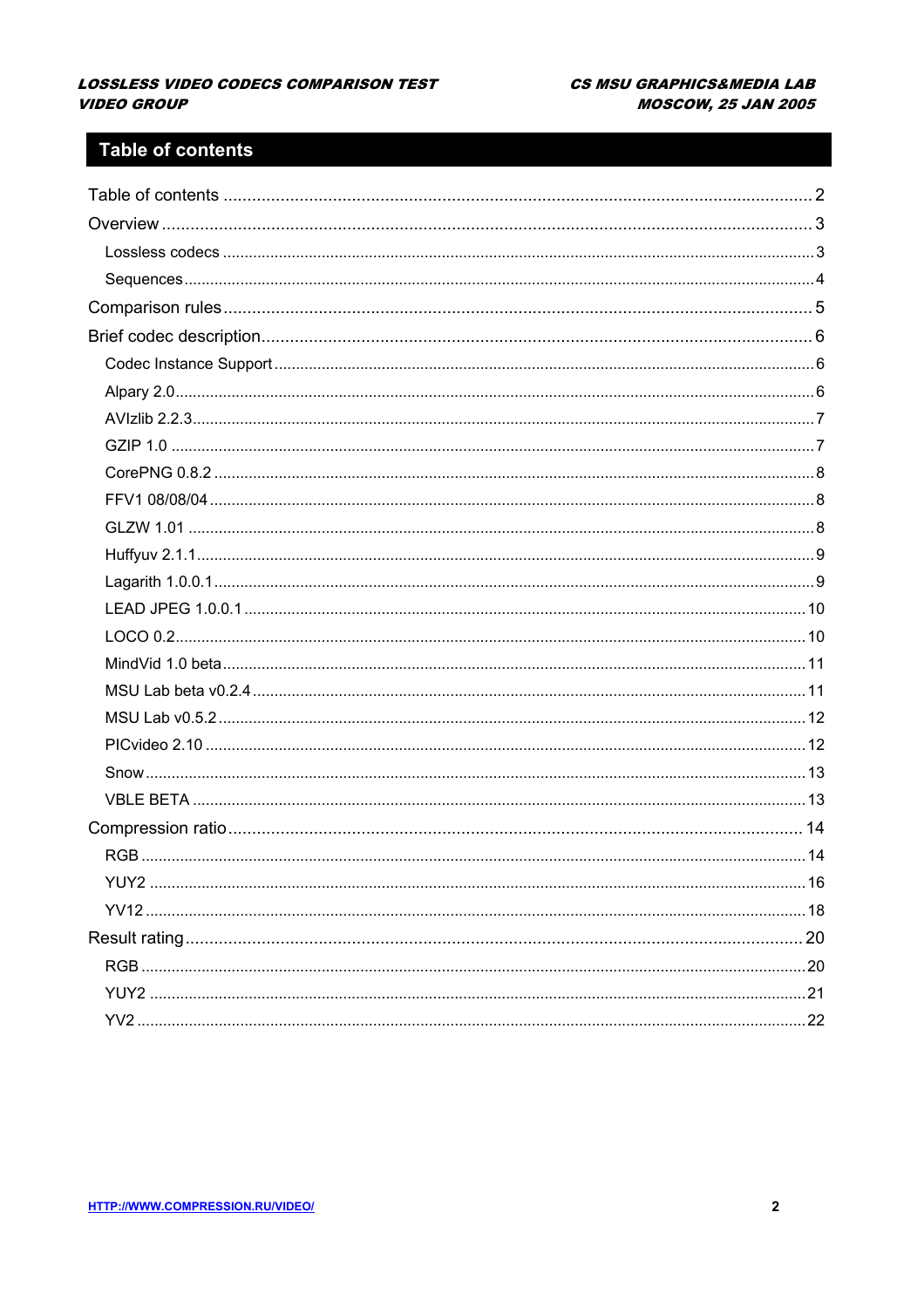# Table of contents

Table of contents ........................................................................................................ 2

Overview ...................................................................................................................... 3

- Lossless codecs ........................................................................................................ 3
- Sequences ................................................................................................................. 4

Comparison rules .......................................................................................................... 5

Brief codec description ................................................................................................ 6

- Codec Instance Support ............................................................................................ 6
- Alpary 2.0 .................................................................................................................. 6
- AVIzlib 2.2.3 .............................................................................................................. 7
- GZIP 1.0 .................................................................................................................... 7
- CorePNG 0.8.2 .......................................................................................................... 8
- FFV1 08/08/04 ........................................................................................................... 8
- GLZW 1.01 ................................................................................................................ 8
- Huffyuv 2.1.1 ............................................................................................................. 9
- Lagarith 1.0.0.1 ......................................................................................................... 9
- LEAD JPEG 1.0.0.1 ................................................................................................. 10
- LOCO 0.2 ................................................................................................................ 10
- MindVid 1.0 beta ..................................................................................................... 11
- MSU Lab beta v0.2.4 ............................................................................................... 11
- MSU Lab v0.5.2 ....................................................................................................... 12
- PICvideo 2.10 .......................................................................................................... 12
- Snow ....................................................................................................................... 13
- VBLE BETA ............................................................................................................. 13

Compression ratio ...................................................................................................... 14

- RGB ........................................................................................................................ 14
- YUY2 ...................................................................................................................... 16
- YV12 ....................................................................................................................... 18

Result rating ............................................................................................................... 20

- RGB ........................................................................................................................ 20
- YUY2 ...................................................................................................................... 21
- YV2 ......................................................................................................................... 22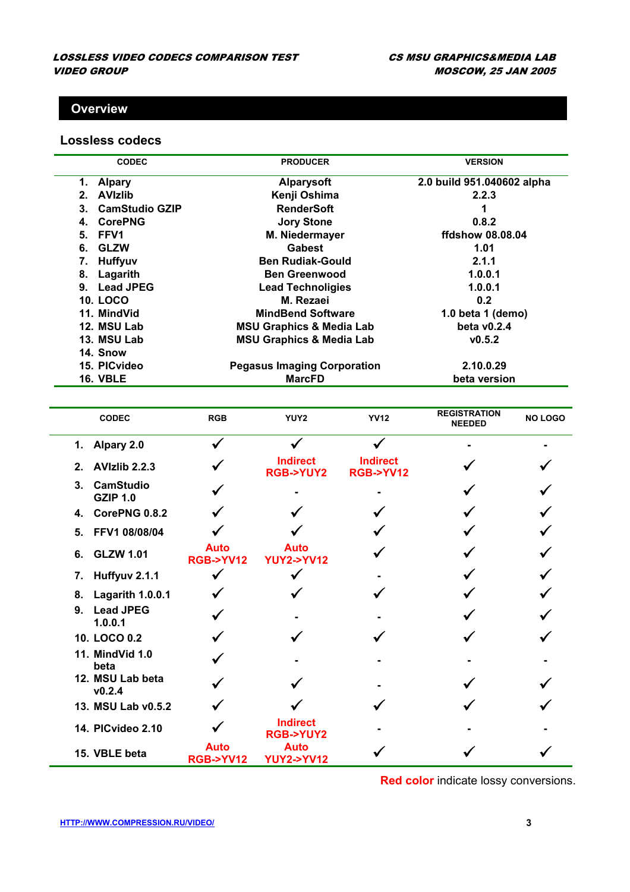## Overview

### Lossless codecs

| CODEC | PRODUCER | VERSION |
|---|---|---|
| 1. Alpary | Alparysoft | 2.0 build 951.040602 alpha |
| 2. AVIzlib | Kenji Oshima | 2.2.3 |
| 3. CamStudio GZIP | RenderSoft | 1 |
| 4. CorePNG | Jory Stone | 0.8.2 |
| 5. FFV1 | M. Niedermayer | ffdshow 08.08.04 |
| 6. GLZW | Gabest | 1.01 |
| 7. Huffyuv | Ben Rudiak-Gould | 2.1.1 |
| 8. Lagarith | Ben Greenwood | 1.0.0.1 |
| 9. Lead JPEG | Lead Technoligies | 1.0.0.1 |
| 10. LOCO | M. Rezaei | 0.2 |
| 11. MindVid | MindBend Software | 1.0 beta 1 (demo) |
| 12. MSU Lab | MSU Graphics & Media Lab | beta v0.2.4 |
| 13. MSU Lab | MSU Graphics & Media Lab | v0.5.2 |
| 14. Snow | | |
| 15. PICvideo | Pegasus Imaging Corporation | 2.10.0.29 |
| 16. VBLE | MarcFD | beta version |

| CODEC | RGB | YUY2 | YV12 | REGISTRATION NEEDED | NO LOGO |
|---|---|---|---|---|---|
| 1. Alpary 2.0 | ✓ | ✓ | ✓ | - | - |
| 2. AVIzlib 2.2.3 | ✓ | Indirect RGB->YUY2 | Indirect RGB->YV12 | ✓ | ✓ |
| 3. CamStudio GZIP 1.0 | ✓ | - | - | ✓ | ✓ |
| 4. CorePNG 0.8.2 | ✓ | ✓ | ✓ | ✓ | ✓ |
| 5. FFV1 08/08/04 | ✓ | ✓ | ✓ | ✓ | ✓ |
| 6. GLZW 1.01 | Auto RGB->YV12 | Auto YUY2->YV12 | ✓ | ✓ | ✓ |
| 7. Huffyuv 2.1.1 | ✓ | ✓ | - | ✓ | ✓ |
| 8. Lagarith 1.0.0.1 | ✓ | ✓ | ✓ | ✓ | ✓ |
| 9. Lead JPEG 1.0.0.1 | ✓ | - | - | ✓ | ✓ |
| 10. LOCO 0.2 | ✓ | ✓ | ✓ | ✓ | ✓ |
| 11. MindVid 1.0 beta | ✓ | - | - | - | - |
| 12. MSU Lab beta v0.2.4 | ✓ | ✓ | - | ✓ | ✓ |
| 13. MSU Lab v0.5.2 | ✓ | ✓ | ✓ | ✓ | ✓ |
| 14. PICvideo 2.10 | ✓ | Indirect RGB->YUY2 | - | - | - |
| 15. VBLE beta | Auto RGB->YV12 | Auto YUY2->YV12 | ✓ | ✓ | ✓ |

Red color indicate lossy conversions.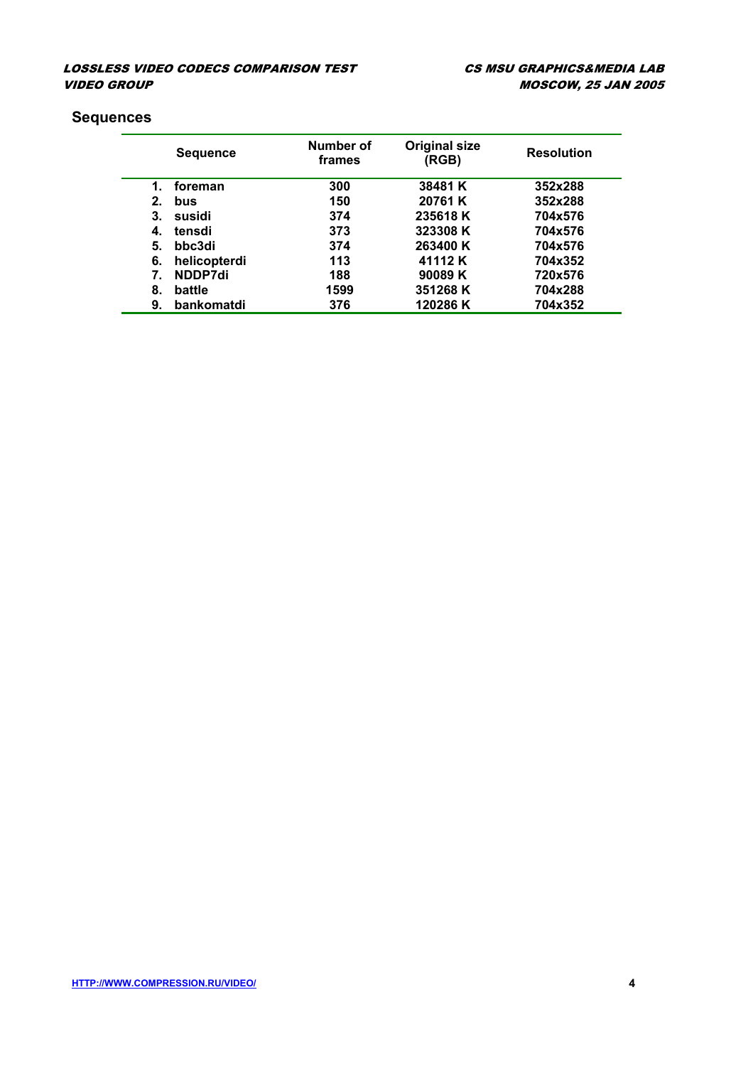## Sequences

| | Sequence | Number of frames | Original size (RGB) | Resolution |
|---|---|---|---|---|
| 1. | foreman | 300 | 38481 K | 352x288 |
| 2. | bus | 150 | 20761 K | 352x288 |
| 3. | susidi | 374 | 235618 K | 704x576 |
| 4. | tensdi | 373 | 323308 K | 704x576 |
| 5. | bbc3di | 374 | 263400 K | 704x576 |
| 6. | helicopterdi | 113 | 41112 K | 704x352 |
| 7. | NDDP7di | 188 | 90089 K | 720x576 |
| 8. | battle | 1599 | 351268 K | 704x288 |
| 9. | bankomatdi | 376 | 120286 K | 704x352 |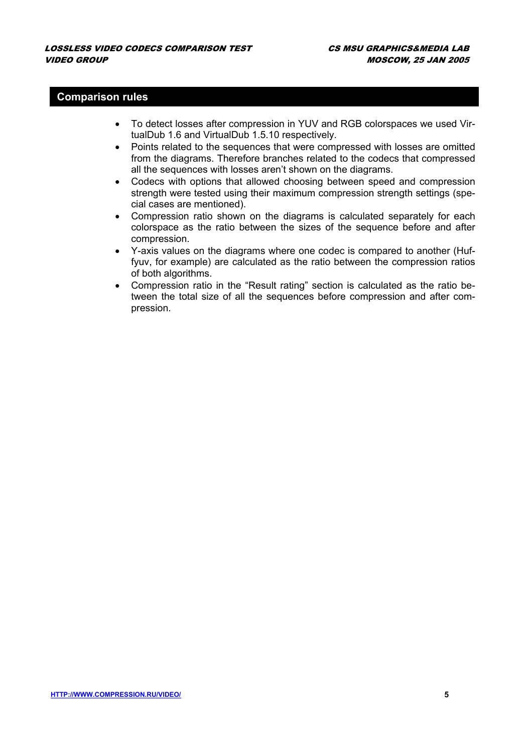## Comparison rules

- To detect losses after compression in YUV and RGB colorspaces we used VirtualDub 1.6 and VirtualDub 1.5.10 respectively.
- Points related to the sequences that were compressed with losses are omitted from the diagrams. Therefore branches related to the codecs that compressed all the sequences with losses aren't shown on the diagrams.
- Codecs with options that allowed choosing between speed and compression strength were tested using their maximum compression strength settings (special cases are mentioned).
- Compression ratio shown on the diagrams is calculated separately for each colorspace as the ratio between the sizes of the sequence before and after compression.
- Y-axis values on the diagrams where one codec is compared to another (Huffyuv, for example) are calculated as the ratio between the compression ratios of both algorithms.
- Compression ratio in the "Result rating" section is calculated as the ratio between the total size of all the sequences before compression and after compression.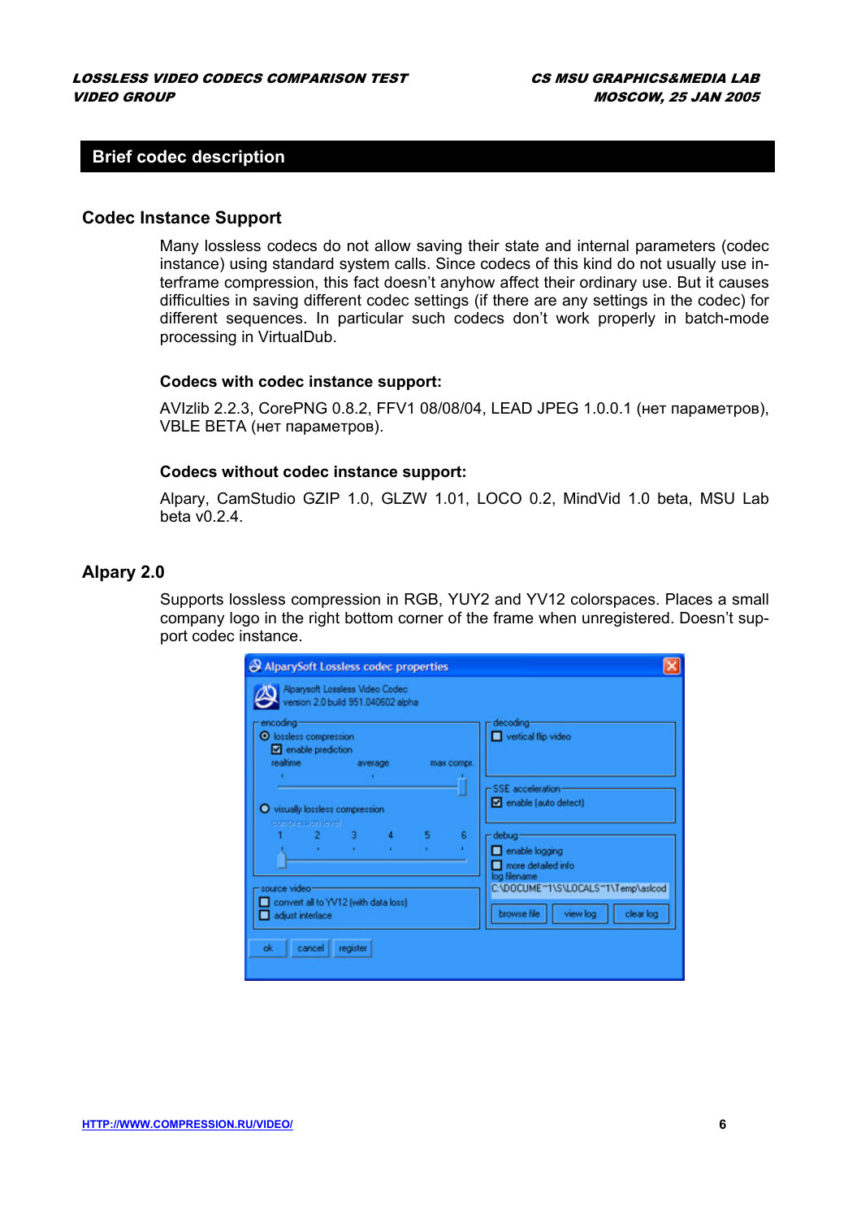## Brief codec description

### Codec Instance Support

Many lossless codecs do not allow saving their state and internal parameters (codec instance) using standard system calls. Since codecs of this kind do not usually use interframe compression, this fact doesn't anyhow affect their ordinary use. But it causes difficulties in saving different codec settings (if there are any settings in the codec) for different sequences. In particular such codecs don't work properly in batch-mode processing in VirtualDub.

#### Codecs with codec instance support:

AVIzlib 2.2.3, CorePNG 0.8.2, FFV1 08/08/04, LEAD JPEG 1.0.0.1 (нет параметров), VBLE BETA (нет параметров).

#### Codecs without codec instance support:

Alpary, CamStudio GZIP 1.0, GLZW 1.01, LOCO 0.2, MindVid 1.0 beta, MSU Lab beta v0.2.4.

### Alpary 2.0

Supports lossless compression in RGB, YUY2 and YV12 colorspaces. Places a small company logo in the right bottom corner of the frame when unregistered. Doesn't support codec instance.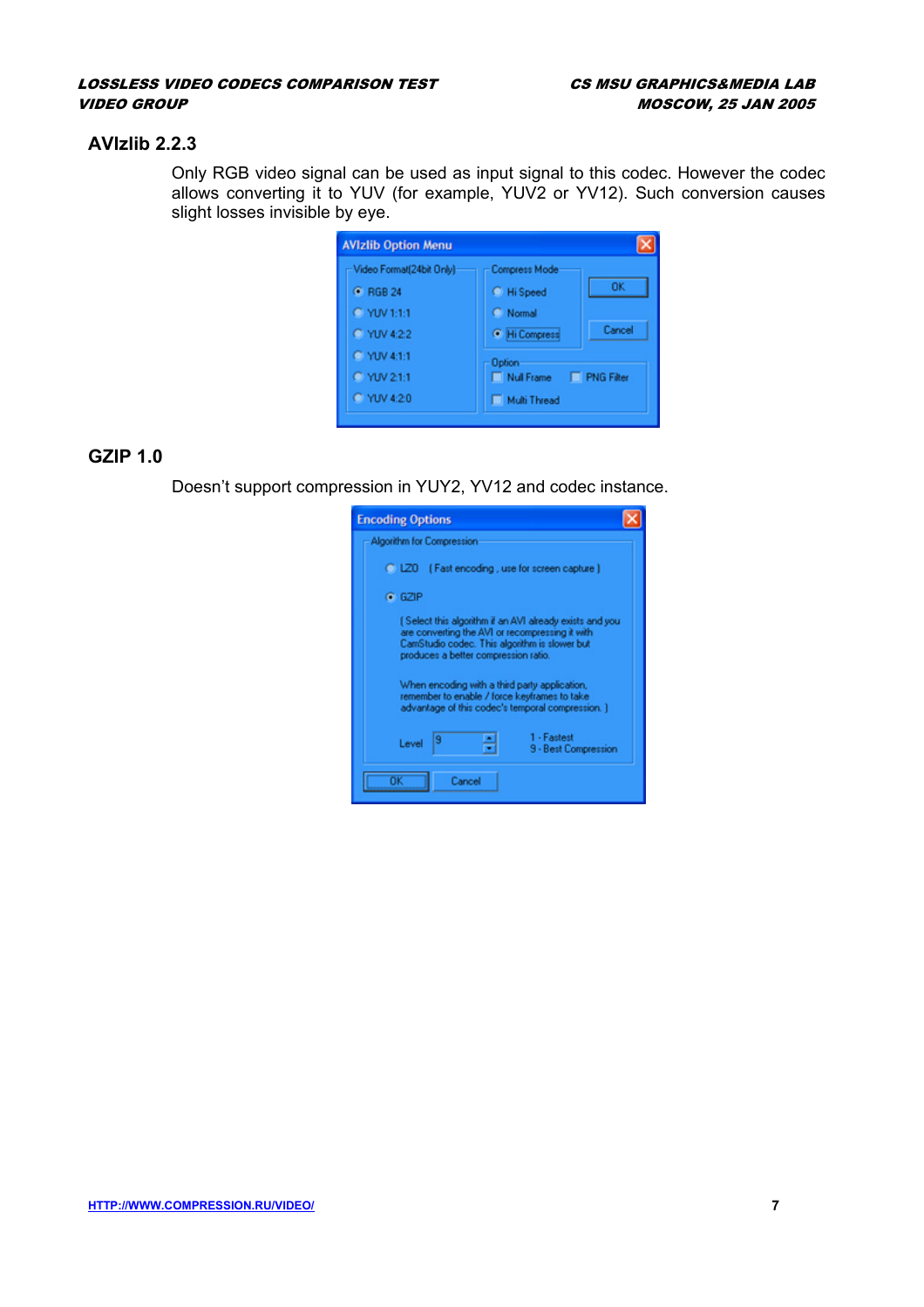## AVIzlib 2.2.3

Only RGB video signal can be used as input signal to this codec. However the codec allows converting it to YUV (for example, YUV2 or YV12). Such conversion causes slight losses invisible by eye.

## GZIP 1.0

Doesn't support compression in YUY2, YV12 and codec instance.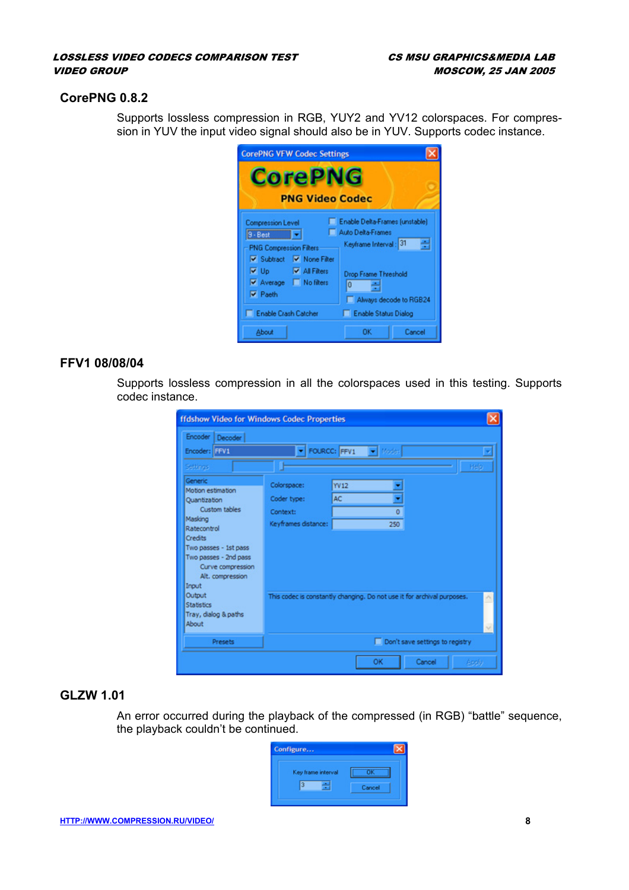## CorePNG 0.8.2

Supports lossless compression in RGB, YUY2 and YV12 colorspaces. For compression in YUV the input video signal should also be in YUV. Supports codec instance.

## FFV1 08/08/04

Supports lossless compression in all the colorspaces used in this testing. Supports codec instance.

## GLZW 1.01

An error occurred during the playback of the compressed (in RGB) “battle” sequence, the playback couldn’t be continued.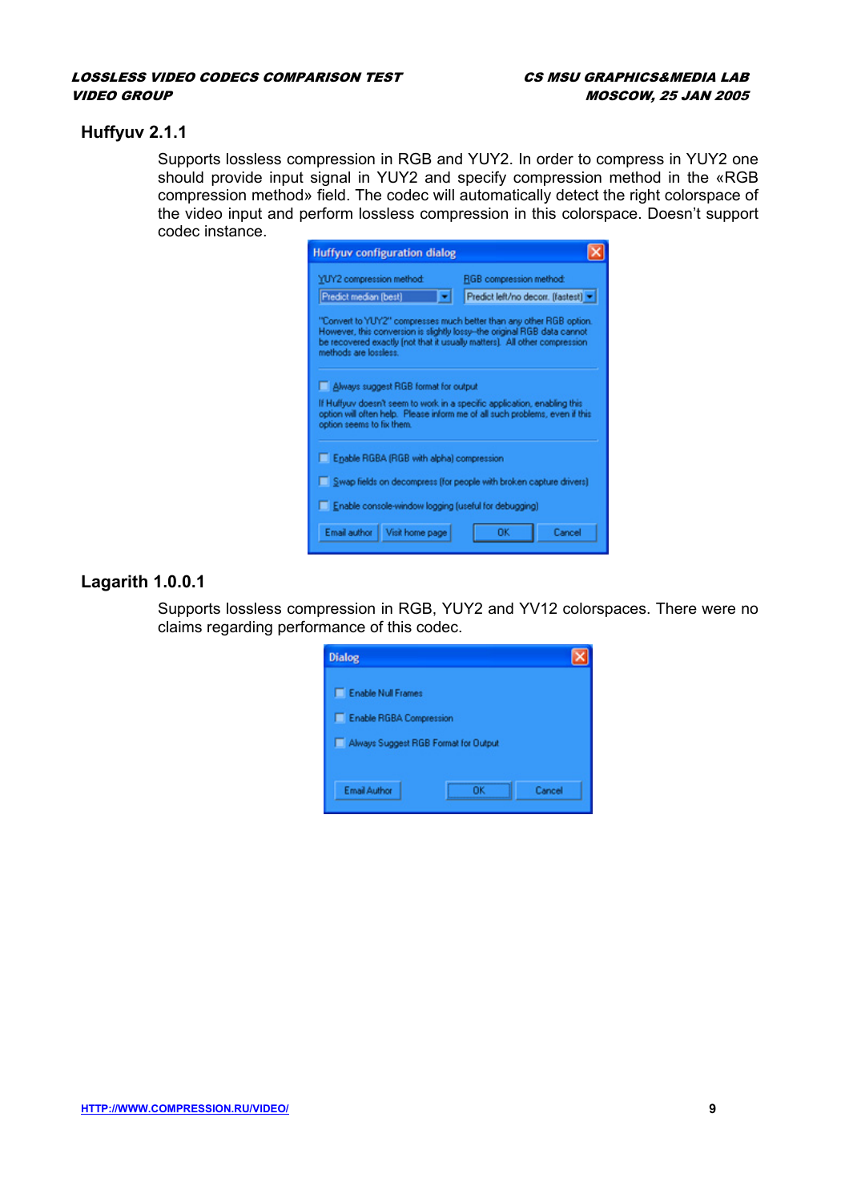## Huffyuv 2.1.1

Supports lossless compression in RGB and YUY2. In order to compress in YUY2 one should provide input signal in YUY2 and specify compression method in the «RGB compression method» field. The codec will automatically detect the right colorspace of the video input and perform lossless compression in this colorspace. Doesn't support codec instance.

## Lagarith 1.0.0.1

Supports lossless compression in RGB, YUY2 and YV12 colorspaces. There were no claims regarding performance of this codec.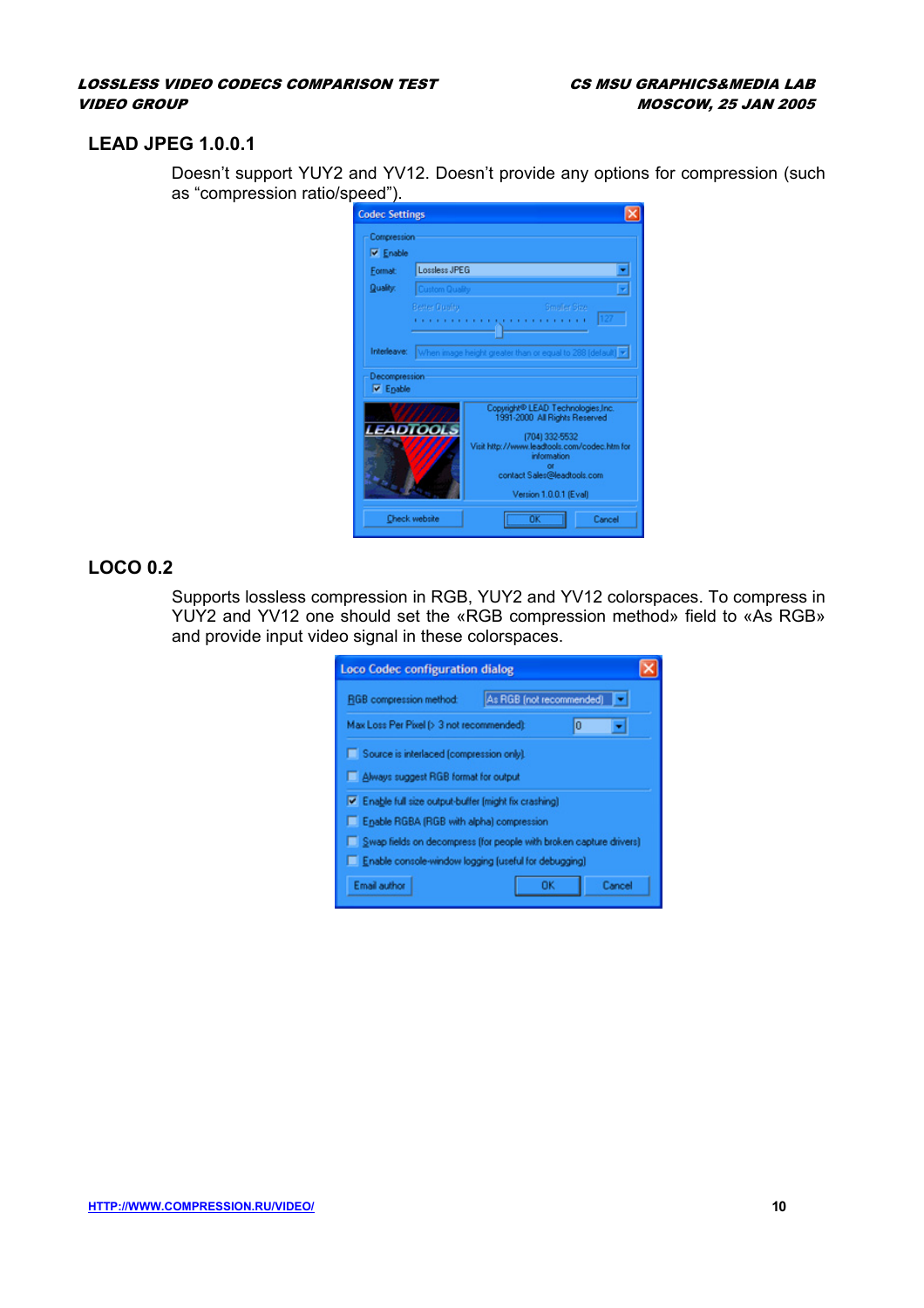## LEAD JPEG 1.0.0.1

Doesn't support YUY2 and YV12. Doesn't provide any options for compression (such as "compression ratio/speed").

## LOCO 0.2

Supports lossless compression in RGB, YUY2 and YV12 colorspaces. To compress in YUY2 and YV12 one should set the «RGB compression method» field to «As RGB» and provide input video signal in these colorspaces.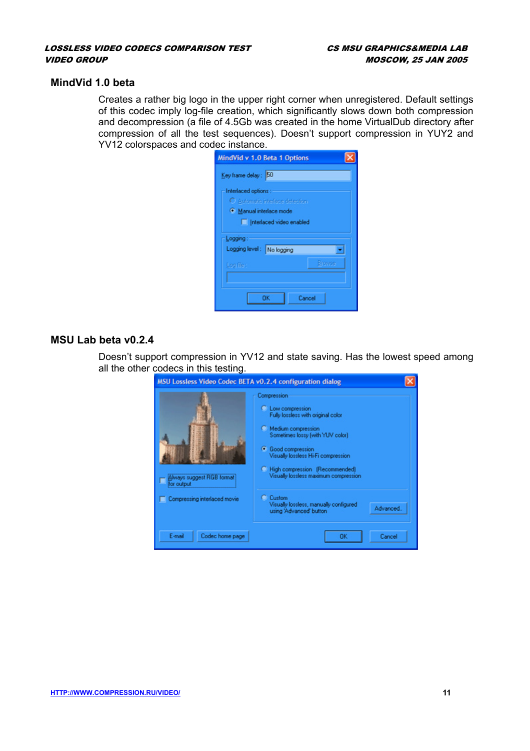## MindVid 1.0 beta

Creates a rather big logo in the upper right corner when unregistered. Default settings of this codec imply log-file creation, which significantly slows down both compression and decompression (a file of 4.5Gb was created in the home VirtualDub directory after compression of all the test sequences). Doesn't support compression in YUY2 and YV12 colorspaces and codec instance.

## MSU Lab beta v0.2.4

Doesn't support compression in YV12 and state saving. Has the lowest speed among all the other codecs in this testing.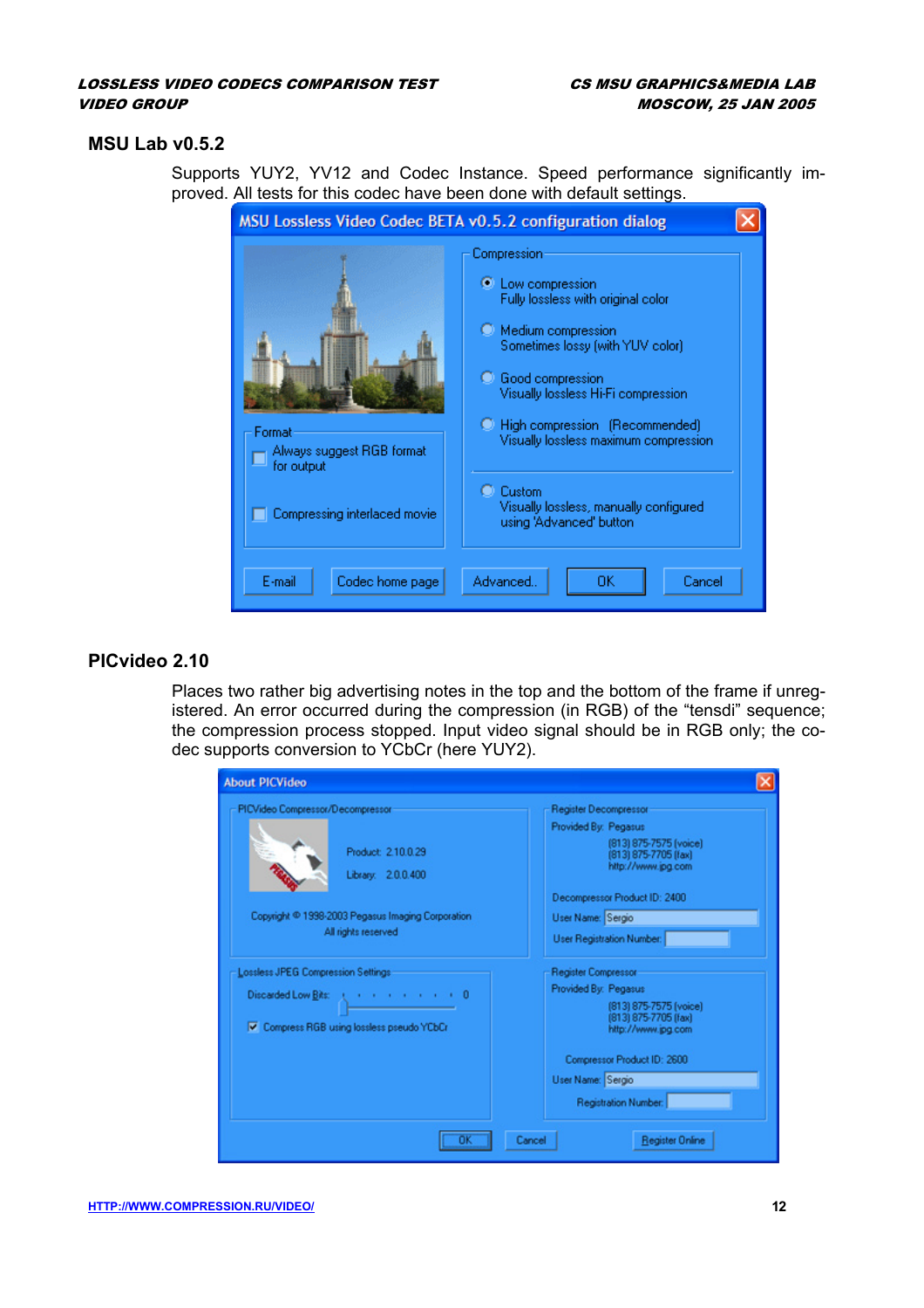## MSU Lab v0.5.2

Supports YUY2, YV12 and Codec Instance. Speed performance significantly improved. All tests for this codec have been done with default settings.

## PICvideo 2.10

Places two rather big advertising notes in the top and the bottom of the frame if unregistered. An error occurred during the compression (in RGB) of the "tensdi" sequence; the compression process stopped. Input video signal should be in RGB only; the codec supports conversion to YCbCr (here YUY2).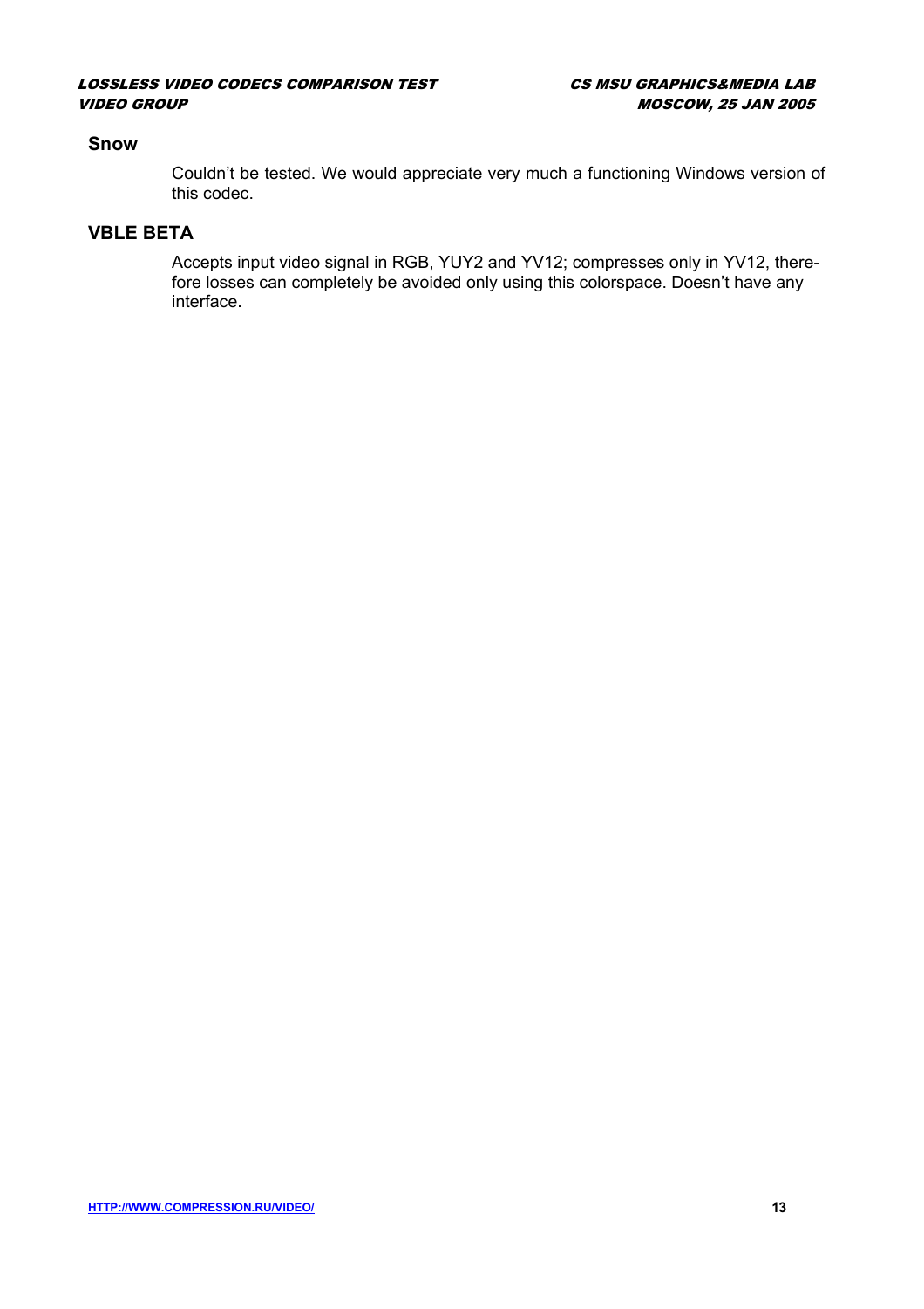### Snow

Couldn't be tested. We would appreciate very much a functioning Windows version of this codec.

### VBLE BETA

Accepts input video signal in RGB, YUY2 and YV12; compresses only in YV12, therefore losses can completely be avoided only using this colorspace. Doesn't have any interface.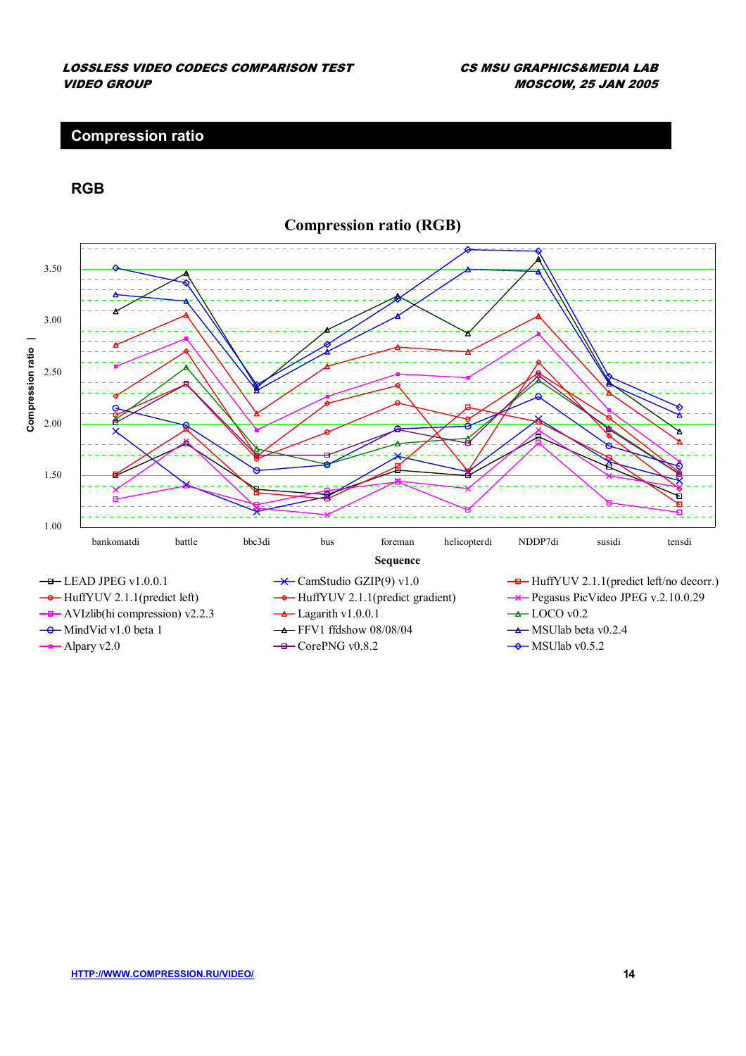## Compression ratio

### RGB

**Compression ratio (RGB)**

Compression ratio

3.50
3.00
2.50
2.00
1.50
1.00

bankomatdi battle bbc3di bus foreman helicopterdi NDDP7di susidi tensdi

Sequence

- LEAD JPEG v1.0.0.1
- CamStudio GZIP(9) v1.0
- HuffYUV 2.1.1(predict left/no decorr.)
- HuffYUV 2.1.1(predict left)
- HuffYUV 2.1.1(predict gradient)
- Pegasus PicVideo JPEG v.2.10.0.29
- AVIzlib(hi compression) v2.2.3
- Lagarith v1.0.0.1
- LOCO v0.2
- MindVid v1.0 beta 1
- FFV1 ffdshow 08/08/04
- MSUlab beta v0.2.4
- Alpary v2.0
- CorePNG v0.8.2
- MSUlab v0.5.2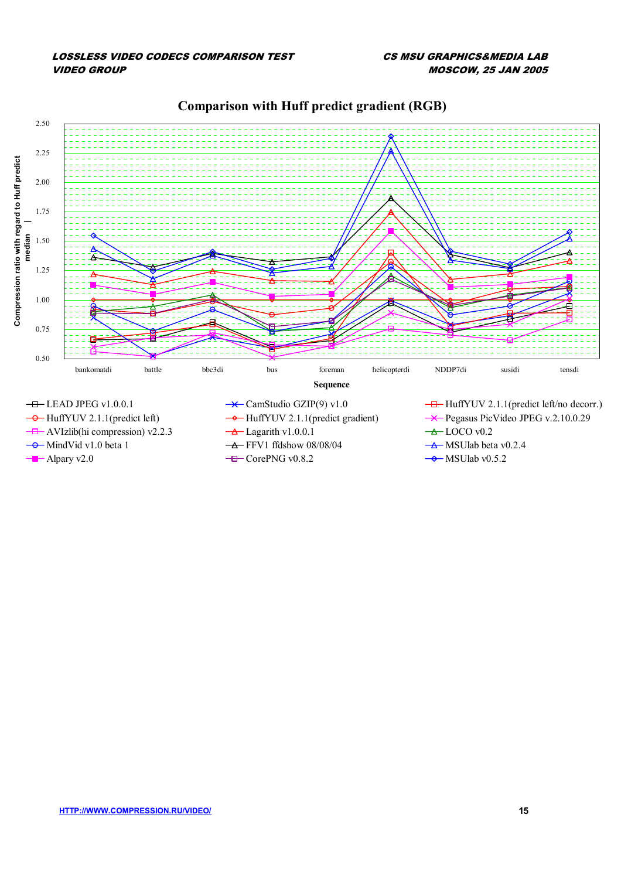## Comparison with Huff predict gradient (RGB)

Compression ratio with regard to Huff predict median

Sequence: bankomatdi, battle, bbc3di, bus, foreman, helicopterdi, NDDP7di, susidi, tensdi

Legend:

- LEAD JPEG v1.0.0.1
- CamStudio GZIP(9) v1.0
- HuffYUV 2.1.1(predict left/no decorr.)
- HuffYUV 2.1.1(predict left)
- HuffYUV 2.1.1(predict gradient)
- Pegasus PicVideo JPEG v.2.10.0.29
- AVIzlib(hi compression) v2.2.3
- Lagarith v1.0.0.1
- LOCO v0.2
- MindVid v1.0 beta 1
- FFV1 ffdshow 08/08/04
- MSUlab beta v0.2.4
- Alpary v2.0
- CorePNG v0.8.2
- MSUlab v0.5.2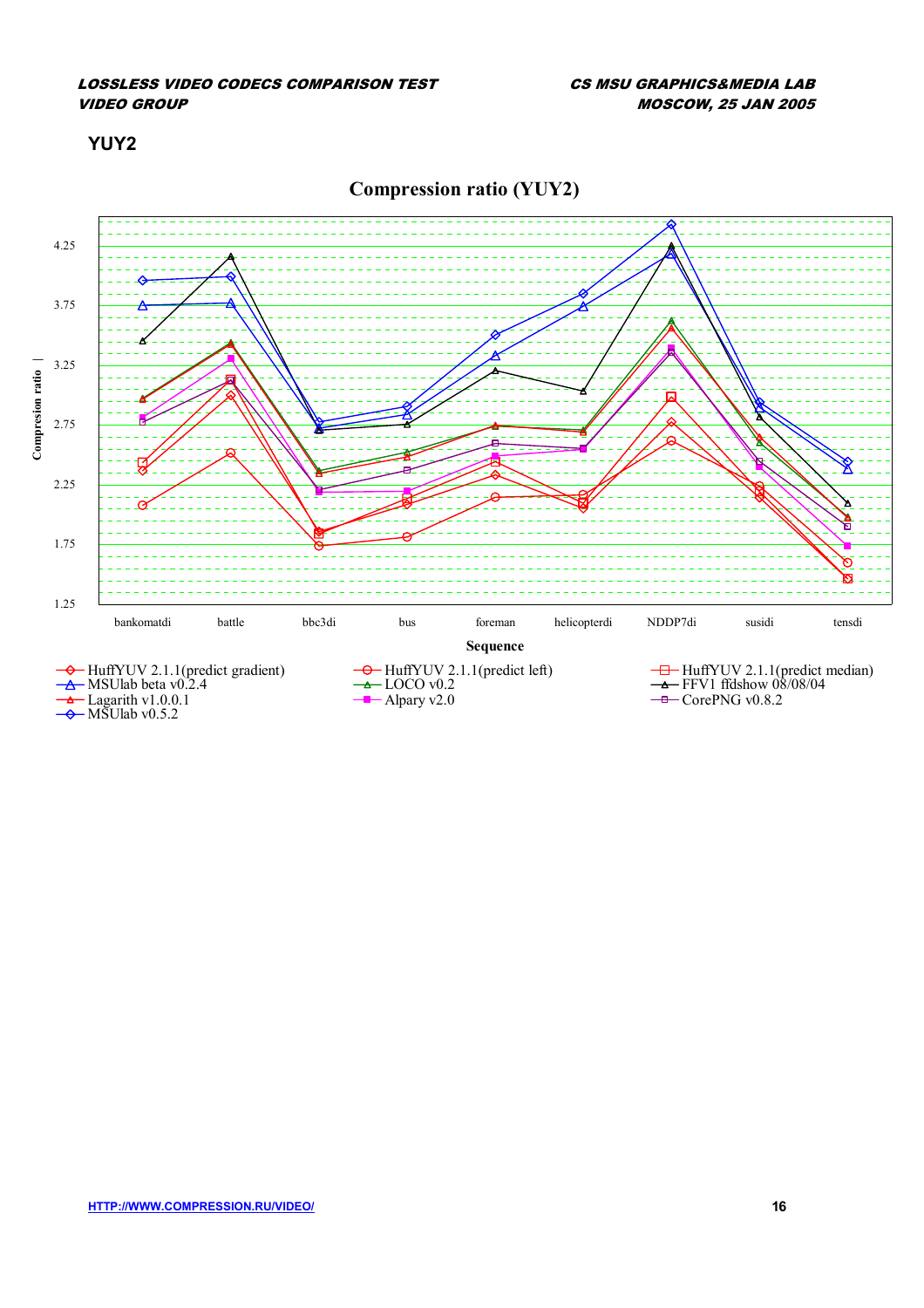## YUY2

**Compression ratio (YUY2)**

Compression ratio

1.25
1.75
2.25
2.75
3.25
3.75
4.25

bankomatdi battle bbc3di bus foreman helicopterdi NDDP7di susidi tensdi

**Sequence**

- HuffYUV 2.1.1(predict gradient)
- HuffYUV 2.1.1(predict left)
- HuffYUV 2.1.1(predict median)
- MSUlab beta v0.2.4
- LOCO v0.2
- FFV1 ffdshow 08/08/04
- Lagarith v1.0.0.1
- Alpary v2.0
- CorePNG v0.8.2
- MSUlab v0.5.2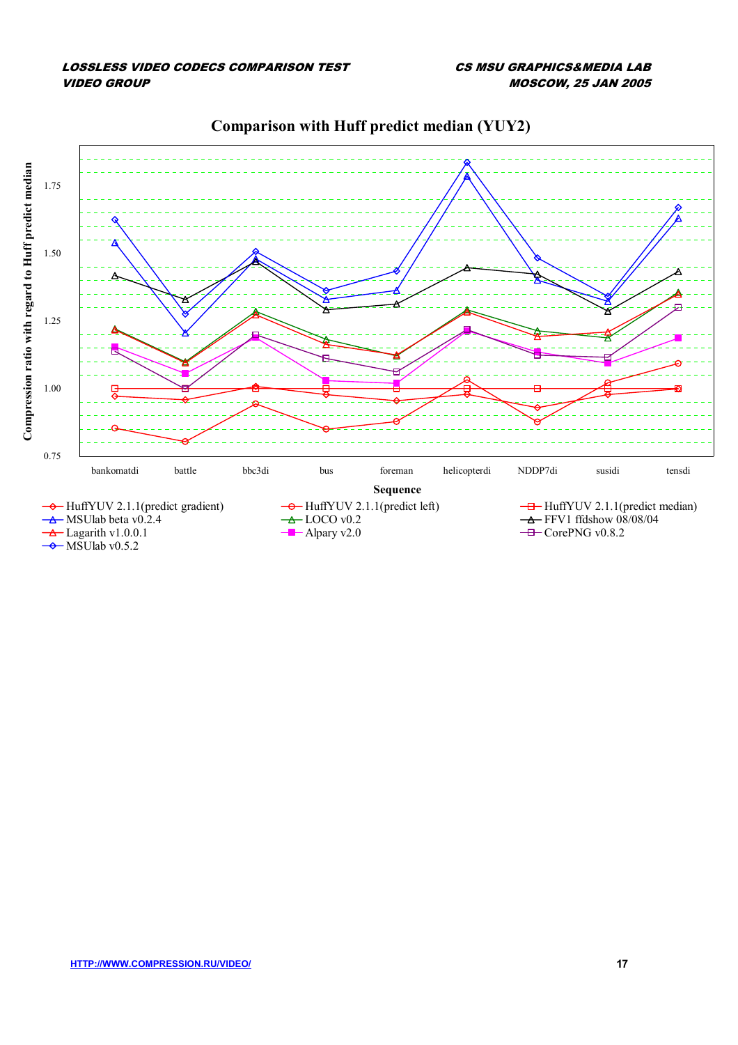## Comparison with Huff predict median (YUY2)

Compression ratio with regard to Huff predict median

0.75, 1.00, 1.25, 1.50, 1.75

bankomatdi, battle, bbc3di, bus, foreman, helicopterdi, NDDP7di, susidi, tensdi

Sequence

- HuffYUV 2.1.1(predict gradient)
- HuffYUV 2.1.1(predict left)
- HuffYUV 2.1.1(predict median)
- MSUlab beta v0.2.4
- LOCO v0.2
- FFV1 ffdshow 08/08/04
- Lagarith v1.0.0.1
- Alpary v2.0
- CorePNG v0.8.2
- MSUlab v0.5.2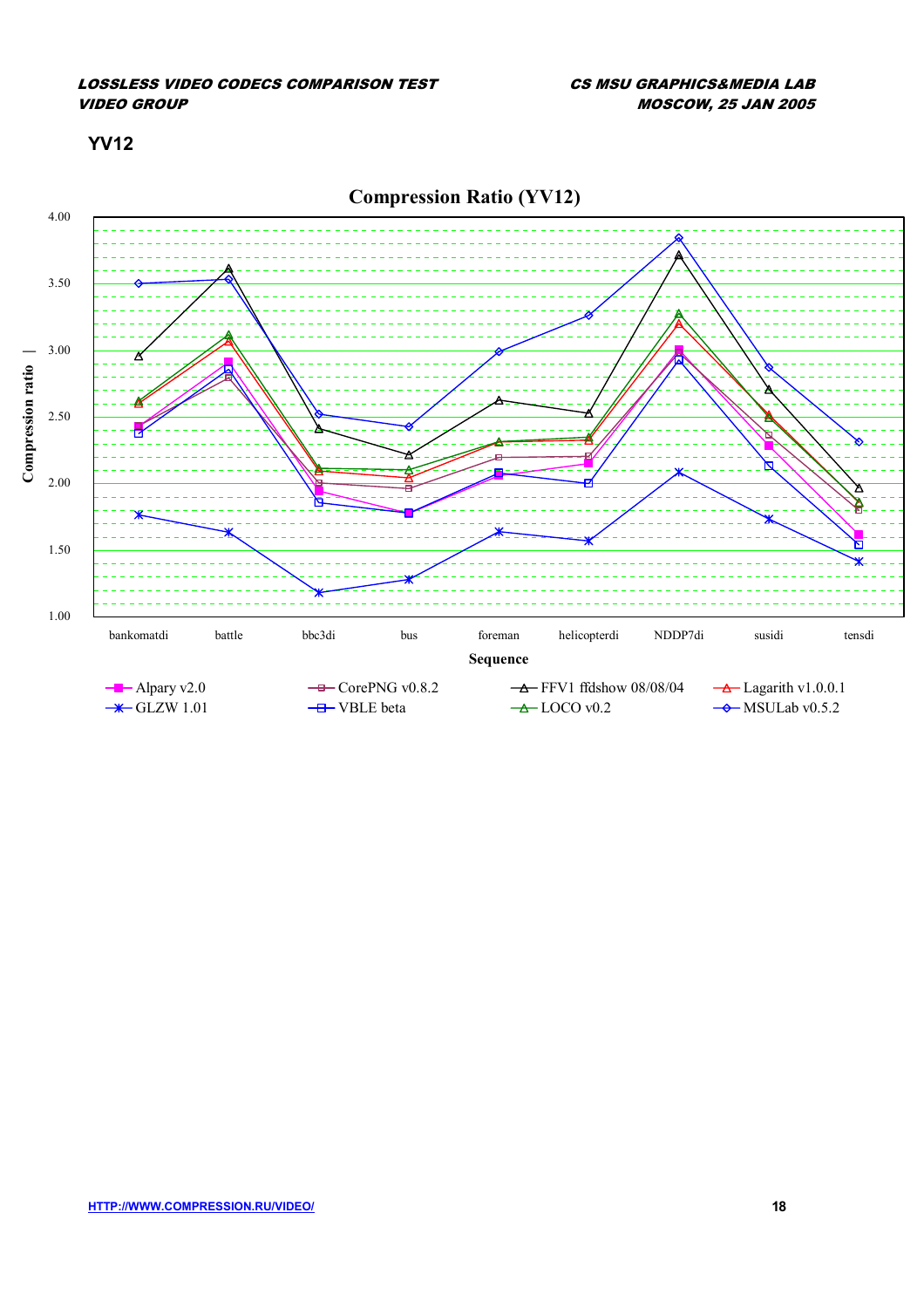## YV12

**Compression Ratio (YV12)**

Compression ratio

Sequence

bankomatdi, battle, bbc3di, bus, foreman, helicopterdi, NDDP7di, susidi, tensdi

1.00, 1.50, 2.00, 2.50, 3.00, 3.50, 4.00

Alpary v2.0 · CorePNG v0.8.2 · FFV1 ffdshow 08/08/04 · Lagarith v1.0.0.1 · GLZW 1.01 · VBLE beta · LOCO v0.2 · MSULab v0.5.2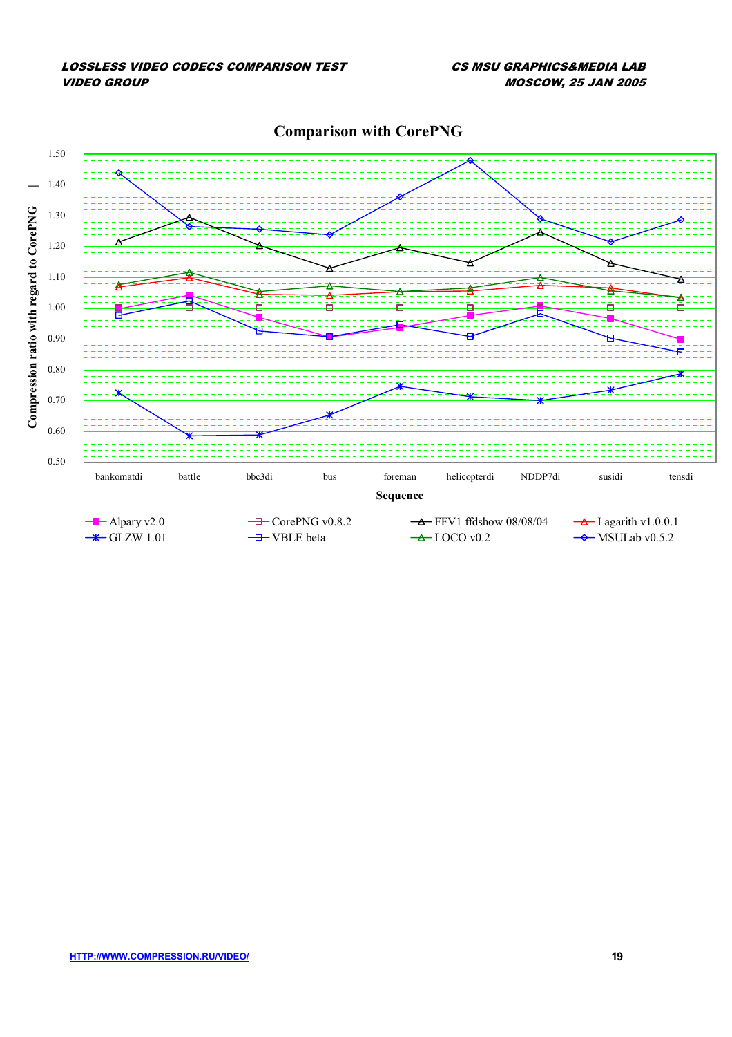## Comparison with CorePNG

Compression ratio with regard to CorePNG

Sequence: bankomatdi, battle, bbc3di, bus, foreman, helicopterdi, NDDP7di, susidi, tensdi

Legend: Alpary v2.0, CorePNG v0.8.2, FFV1 ffdshow 08/08/04, Lagarith v1.0.0.1, GLZW 1.01, VBLE beta, LOCO v0.2, MSULab v0.5.2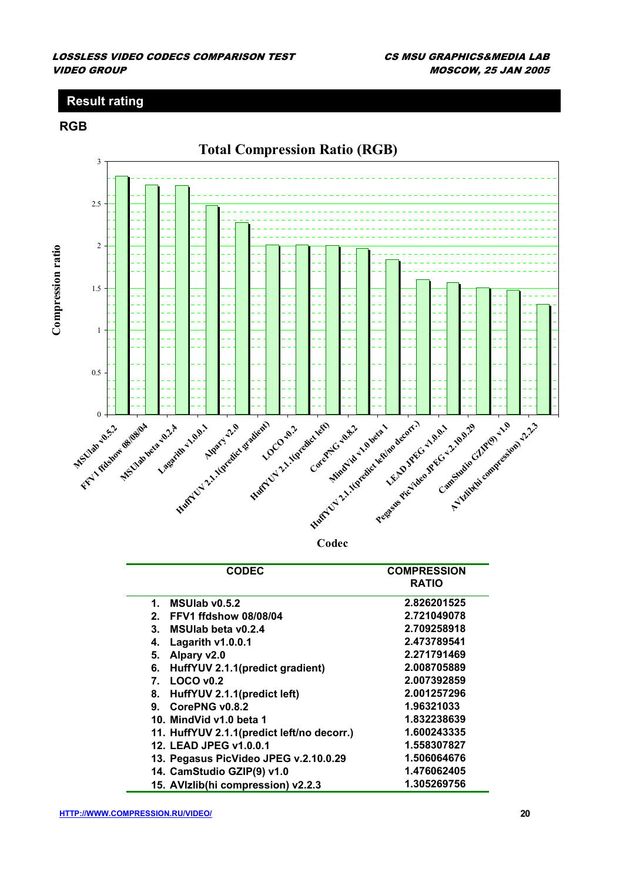## Result rating

### RGB

| CODEC | COMPRESSION RATIO |
|---|---|
| 1. MSUlab v0.5.2 | 2.826201525 |
| 2. FFV1 ffdshow 08/08/04 | 2.721049078 |
| 3. MSUlab beta v0.2.4 | 2.709258918 |
| 4. Lagarith v1.0.0.1 | 2.473789541 |
| 5. Alpary v2.0 | 2.271791469 |
| 6. HuffYUV 2.1.1(predict gradient) | 2.008705889 |
| 7. LOCO v0.2 | 2.007392859 |
| 8. HuffYUV 2.1.1(predict left) | 2.001257296 |
| 9. CorePNG v0.8.2 | 1.96321033 |
| 10. MindVid v1.0 beta 1 | 1.832238639 |
| 11. HuffYUV 2.1.1(predict left/no decorr.) | 1.600243335 |
| 12. LEAD JPEG v1.0.0.1 | 1.558307827 |
| 13. Pegasus PicVideo JPEG v.2.10.0.29 | 1.506064676 |
| 14. CamStudio GZIP(9) v1.0 | 1.476062405 |
| 15. AVIzlib(hi compression) v2.2.3 | 1.305269756 |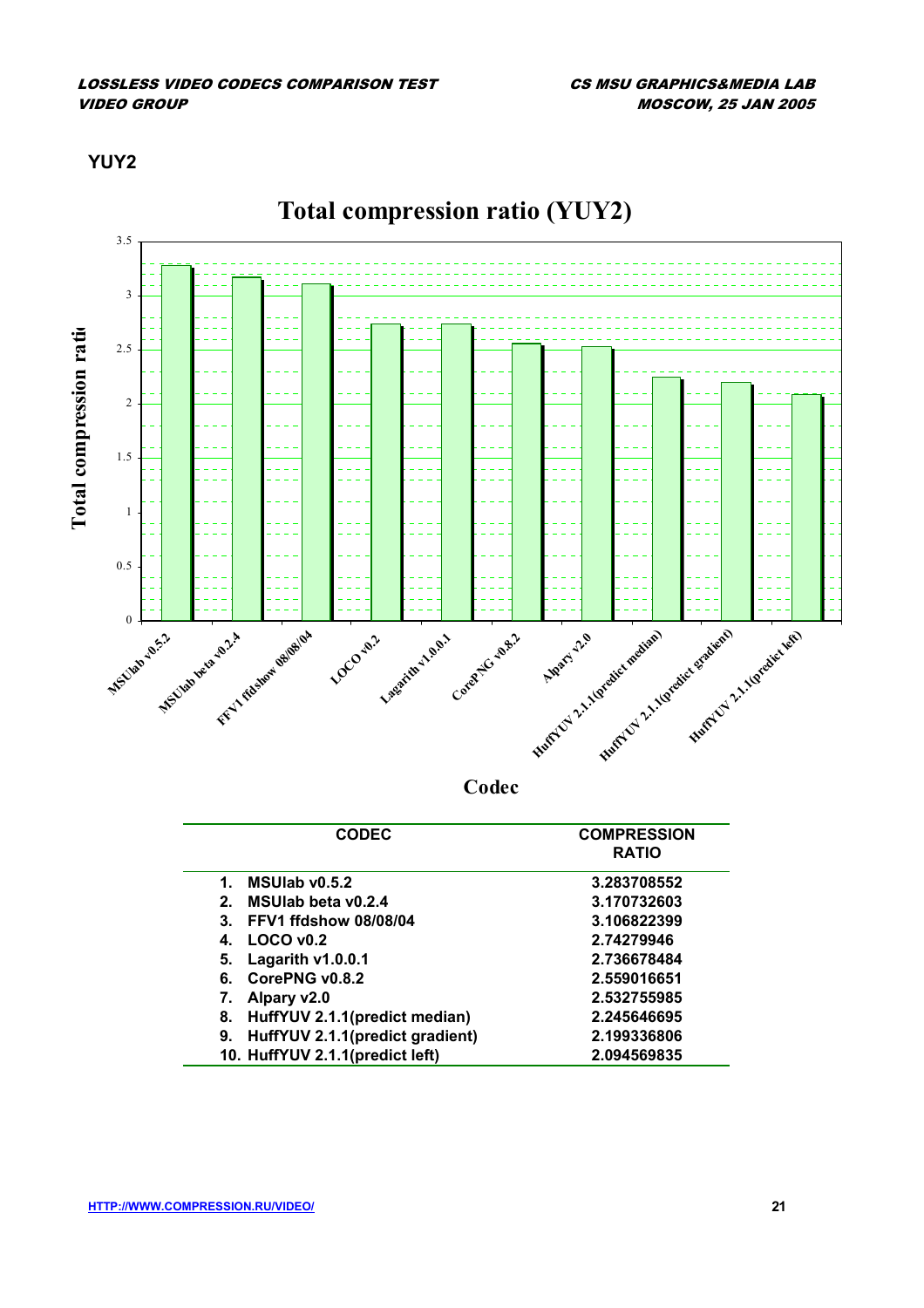## YUY2

| CODEC | COMPRESSION RATIO |
|---|---|
| 1. MSUlab v0.5.2 | 3.283708552 |
| 2. MSUlab beta v0.2.4 | 3.170732603 |
| 3. FFV1 ffdshow 08/08/04 | 3.106822399 |
| 4. LOCO v0.2 | 2.74279946 |
| 5. Lagarith v1.0.0.1 | 2.736678484 |
| 6. CorePNG v0.8.2 | 2.559016651 |
| 7. Alpary v2.0 | 2.532755985 |
| 8. HuffYUV 2.1.1(predict median) | 2.245646695 |
| 9. HuffYUV 2.1.1(predict gradient) | 2.199336806 |
| 10. HuffYUV 2.1.1(predict left) | 2.094569835 |

[HTTP://WWW.COMPRESSION.RU/VIDEO/](HTTP://WWW.COMPRESSION.RU/VIDEO/)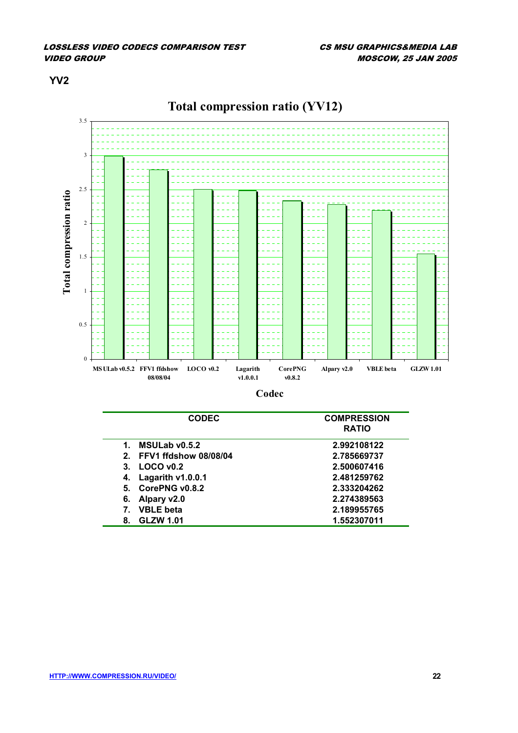## YV2

| CODEC | COMPRESSION RATIO |
|---|---|
| 1. MSULab v0.5.2 | 2.992108122 |
| 2. FFV1 ffdshow 08/08/04 | 2.785669737 |
| 3. LOCO v0.2 | 2.500607416 |
| 4. Lagarith v1.0.0.1 | 2.481259762 |
| 5. CorePNG v0.8.2 | 2.333204262 |
| 6. Alpary v2.0 | 2.274389563 |
| 7. VBLE beta | 2.189955765 |
| 8. GLZW 1.01 | 1.552307011 |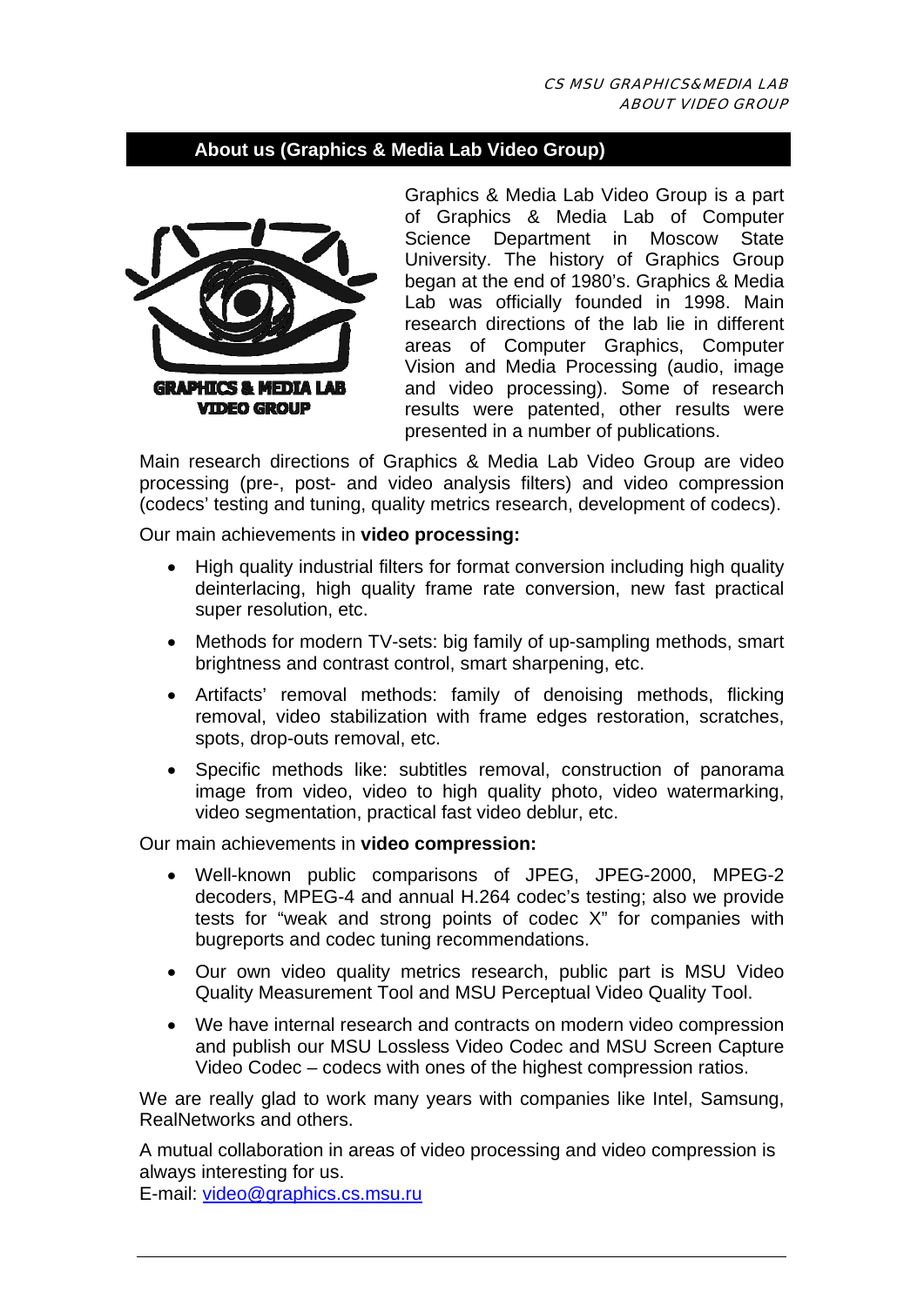## About us (Graphics & Media Lab Video Group)

GRAPHICS & MEDIA LAB
VIDEO GROUP

Graphics & Media Lab Video Group is a part of Graphics & Media Lab of Computer Science Department in Moscow State University. The history of Graphics Group began at the end of 1980's. Graphics & Media Lab was officially founded in 1998. Main research directions of the lab lie in different areas of Computer Graphics, Computer Vision and Media Processing (audio, image and video processing). Some of research results were patented, other results were presented in a number of publications.

Main research directions of Graphics & Media Lab Video Group are video processing (pre-, post- and video analysis filters) and video compression (codecs' testing and tuning, quality metrics research, development of codecs).

Our main achievements in **video processing:**

- High quality industrial filters for format conversion including high quality deinterlacing, high quality frame rate conversion, new fast practical super resolution, etc.
- Methods for modern TV-sets: big family of up-sampling methods, smart brightness and contrast control, smart sharpening, etc.
- Artifacts' removal methods: family of denoising methods, flicking removal, video stabilization with frame edges restoration, scratches, spots, drop-outs removal, etc.
- Specific methods like: subtitles removal, construction of panorama image from video, video to high quality photo, video watermarking, video segmentation, practical fast video deblur, etc.

Our main achievements in **video compression:**

- Well-known public comparisons of JPEG, JPEG-2000, MPEG-2 decoders, MPEG-4 and annual H.264 codec's testing; also we provide tests for "weak and strong points of codec X" for companies with bugreports and codec tuning recommendations.
- Our own video quality metrics research, public part is MSU Video Quality Measurement Tool and MSU Perceptual Video Quality Tool.
- We have internal research and contracts on modern video compression and publish our MSU Lossless Video Codec and MSU Screen Capture Video Codec – codecs with ones of the highest compression ratios.

We are really glad to work many years with companies like Intel, Samsung, RealNetworks and others.

A mutual collaboration in areas of video processing and video compression is always interesting for us.
E-mail: video@graphics.cs.msu.ru